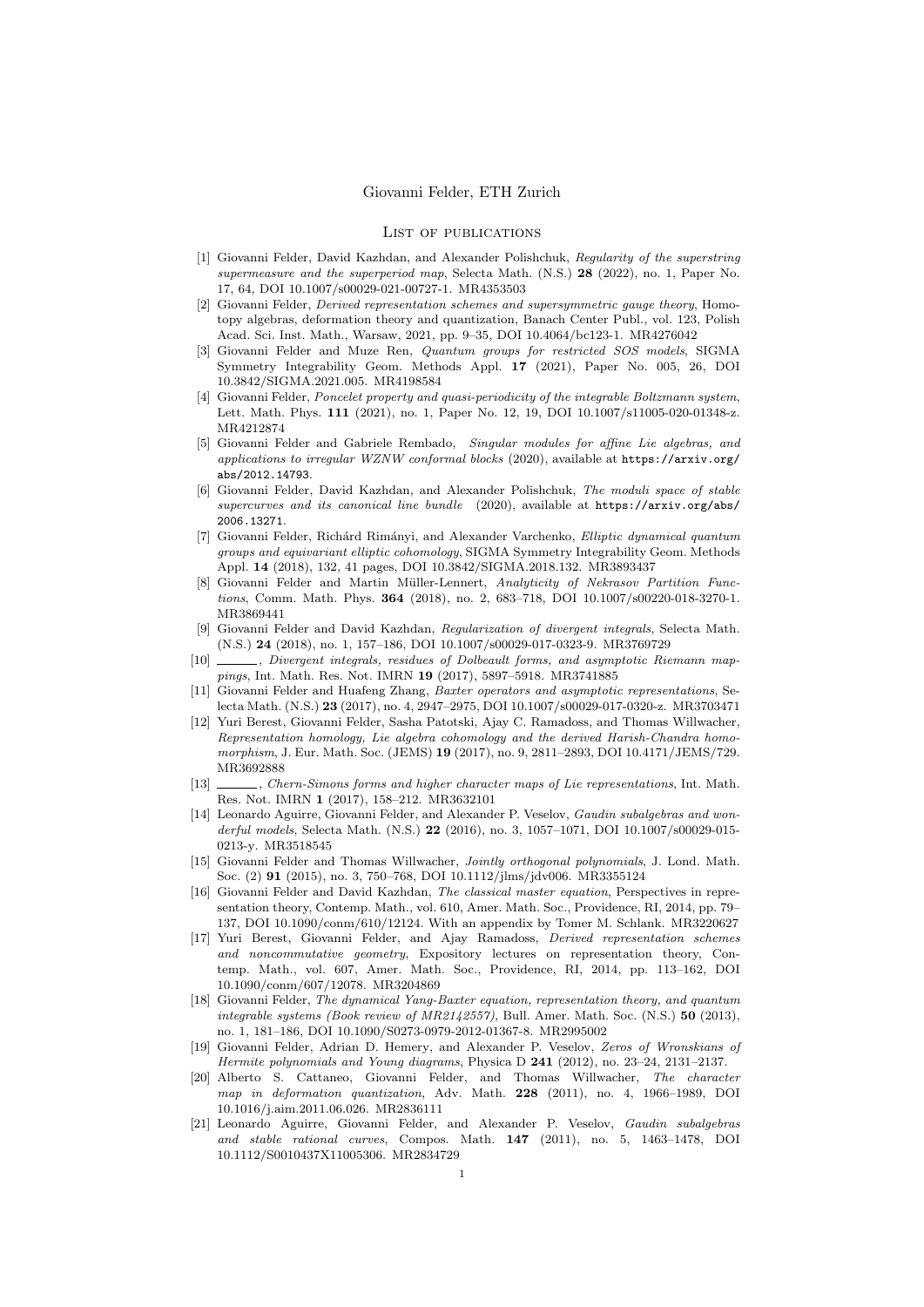Giovanni Felder, ETH Zurich

## List of publications

[1] Giovanni Felder, David Kazhdan, and Alexander Polishchuk, *Regularity of the superstring supermeasure and the superperiod map*, Selecta Math. (N.S.) **28** (2022), no. 1, Paper No. 17, 64, DOI 10.1007/s00029-021-00727-1. MR4353503

[2] Giovanni Felder, *Derived representation schemes and supersymmetric gauge theory*, Homotopy algebras, deformation theory and quantization, Banach Center Publ., vol. 123, Polish Acad. Sci. Inst. Math., Warsaw, 2021, pp. 9–35, DOI 10.4064/bc123-1. MR4276042

[3] Giovanni Felder and Muze Ren, *Quantum groups for restricted SOS models*, SIGMA Symmetry Integrability Geom. Methods Appl. **17** (2021), Paper No. 005, 26, DOI 10.3842/SIGMA.2021.005. MR4198584

[4] Giovanni Felder, *Poncelet property and quasi-periodicity of the integrable Boltzmann system*, Lett. Math. Phys. **111** (2021), no. 1, Paper No. 12, 19, DOI 10.1007/s11005-020-01348-z. MR4212874

[5] Giovanni Felder and Gabriele Rembado, *Singular modules for affine Lie algebras, and applications to irregular WZNW conformal blocks* (2020), available at https://arxiv.org/abs/2012.14793.

[6] Giovanni Felder, David Kazhdan, and Alexander Polishchuk, *The moduli space of stable supercurves and its canonical line bundle* (2020), available at https://arxiv.org/abs/2006.13271.

[7] Giovanni Felder, Richárd Rimányi, and Alexander Varchenko, *Elliptic dynamical quantum groups and equivariant elliptic cohomology*, SIGMA Symmetry Integrability Geom. Methods Appl. **14** (2018), 132, 41 pages, DOI 10.3842/SIGMA.2018.132. MR3893437

[8] Giovanni Felder and Martin Müller-Lennert, *Analyticity of Nekrasov Partition Functions*, Comm. Math. Phys. **364** (2018), no. 2, 683–718, DOI 10.1007/s00220-018-3270-1. MR3869441

[9] Giovanni Felder and David Kazhdan, *Regularization of divergent integrals*, Selecta Math. (N.S.) **24** (2018), no. 1, 157–186, DOI 10.1007/s00029-017-0323-9. MR3769729

[10] ———, *Divergent integrals, residues of Dolbeault forms, and asymptotic Riemann mappings*, Int. Math. Res. Not. IMRN **19** (2017), 5897–5918. MR3741885

[11] Giovanni Felder and Huafeng Zhang, *Baxter operators and asymptotic representations*, Selecta Math. (N.S.) **23** (2017), no. 4, 2947–2975, DOI 10.1007/s00029-017-0320-z. MR3703471

[12] Yuri Berest, Giovanni Felder, Sasha Patotski, Ajay C. Ramadoss, and Thomas Willwacher, *Representation homology, Lie algebra cohomology and the derived Harish-Chandra homomorphism*, J. Eur. Math. Soc. (JEMS) **19** (2017), no. 9, 2811–2893, DOI 10.4171/JEMS/729. MR3692888

[13] ———, *Chern-Simons forms and higher character maps of Lie representations*, Int. Math. Res. Not. IMRN **1** (2017), 158–212. MR3632101

[14] Leonardo Aguirre, Giovanni Felder, and Alexander P. Veselov, *Gaudin subalgebras and wonderful models*, Selecta Math. (N.S.) **22** (2016), no. 3, 1057–1071, DOI 10.1007/s00029-015-0213-y. MR3518545

[15] Giovanni Felder and Thomas Willwacher, *Jointly orthogonal polynomials*, J. Lond. Math. Soc. (2) **91** (2015), no. 3, 750–768, DOI 10.1112/jlms/jdv006. MR3355124

[16] Giovanni Felder and David Kazhdan, *The classical master equation*, Perspectives in representation theory, Contemp. Math., vol. 610, Amer. Math. Soc., Providence, RI, 2014, pp. 79–137, DOI 10.1090/conm/610/12124. With an appendix by Tomer M. Schlank. MR3220627

[17] Yuri Berest, Giovanni Felder, and Ajay Ramadoss, *Derived representation schemes and noncommutative geometry*, Expository lectures on representation theory, Contemp. Math., vol. 607, Amer. Math. Soc., Providence, RI, 2014, pp. 113–162, DOI 10.1090/conm/607/12078. MR3204869

[18] Giovanni Felder, *The dynamical Yang-Baxter equation, representation theory, and quantum integrable systems (Book review of MR2142557)*, Bull. Amer. Math. Soc. (N.S.) **50** (2013), no. 1, 181–186, DOI 10.1090/S0273-0979-2012-01367-8. MR2995002

[19] Giovanni Felder, Adrian D. Hemery, and Alexander P. Veselov, *Zeros of Wronskians of Hermite polynomials and Young diagrams*, Physica D **241** (2012), no. 23–24, 2131–2137.

[20] Alberto S. Cattaneo, Giovanni Felder, and Thomas Willwacher, *The character map in deformation quantization*, Adv. Math. **228** (2011), no. 4, 1966–1989, DOI 10.1016/j.aim.2011.06.026. MR2836111

[21] Leonardo Aguirre, Giovanni Felder, and Alexander P. Veselov, *Gaudin subalgebras and stable rational curves*, Compos. Math. **147** (2011), no. 5, 1463–1478, DOI 10.1112/S0010437X11005306. MR2834729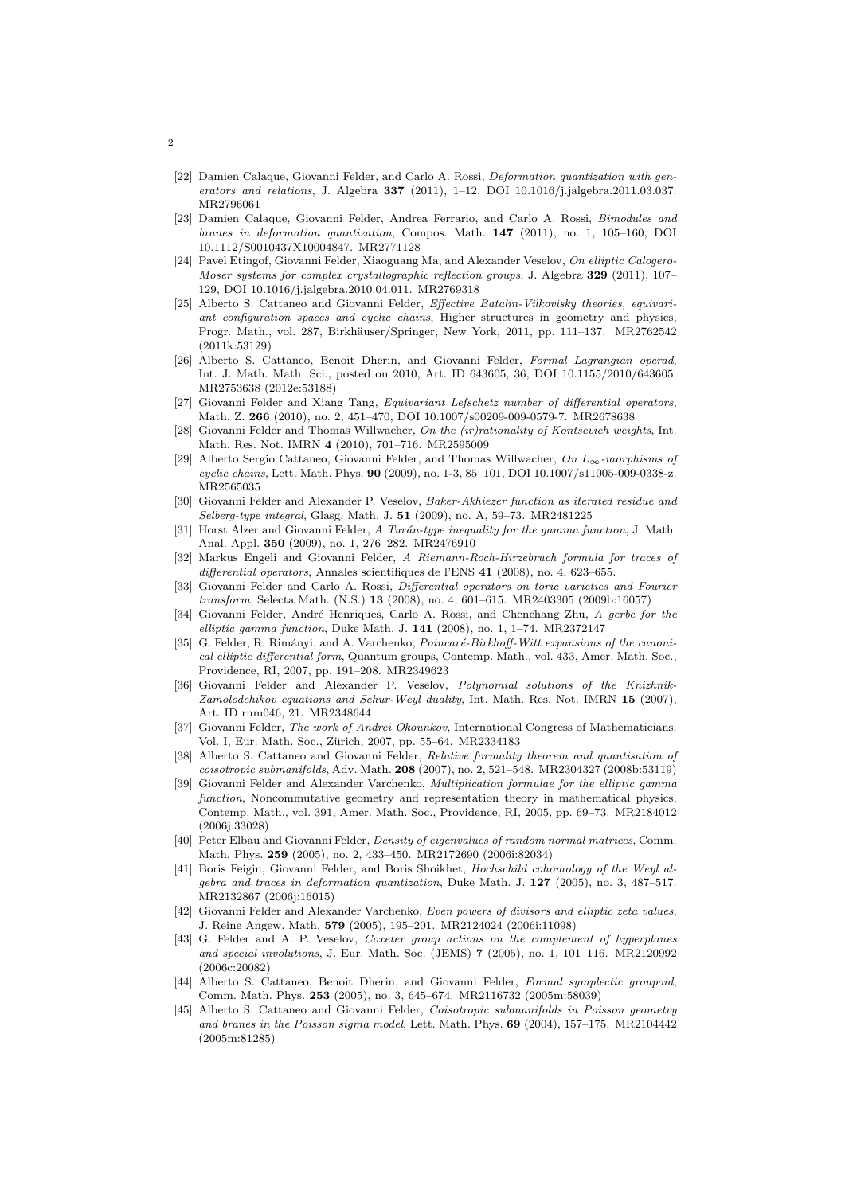[22] Damien Calaque, Giovanni Felder, and Carlo A. Rossi, *Deformation quantization with generators and relations*, J. Algebra **337** (2011), 1–12, DOI 10.1016/j.jalgebra.2011.03.037. MR2796061

[23] Damien Calaque, Giovanni Felder, Andrea Ferrario, and Carlo A. Rossi, *Bimodules and branes in deformation quantization*, Compos. Math. **147** (2011), no. 1, 105–160, DOI 10.1112/S0010437X10004847. MR2771128

[24] Pavel Etingof, Giovanni Felder, Xiaoguang Ma, and Alexander Veselov, *On elliptic Calogero-Moser systems for complex crystallographic reflection groups*, J. Algebra **329** (2011), 107–129, DOI 10.1016/j.jalgebra.2010.04.011. MR2769318

[25] Alberto S. Cattaneo and Giovanni Felder, *Effective Batalin-Vilkovisky theories, equivariant configuration spaces and cyclic chains*, Higher structures in geometry and physics, Progr. Math., vol. 287, Birkhäuser/Springer, New York, 2011, pp. 111–137. MR2762542 (2011k:53129)

[26] Alberto S. Cattaneo, Benoit Dherin, and Giovanni Felder, *Formal Lagrangian operad*, Int. J. Math. Math. Sci., posted on 2010, Art. ID 643605, 36, DOI 10.1155/2010/643605. MR2753638 (2012e:53188)

[27] Giovanni Felder and Xiang Tang, *Equivariant Lefschetz number of differential operators*, Math. Z. **266** (2010), no. 2, 451–470, DOI 10.1007/s00209-009-0579-7. MR2678638

[28] Giovanni Felder and Thomas Willwacher, *On the (ir)rationality of Kontsevich weights*, Int. Math. Res. Not. IMRN **4** (2010), 701–716. MR2595009

[29] Alberto Sergio Cattaneo, Giovanni Felder, and Thomas Willwacher, *On $L_\infty$-morphisms of cyclic chains*, Lett. Math. Phys. **90** (2009), no. 1-3, 85–101, DOI 10.1007/s11005-009-0338-z. MR2565035

[30] Giovanni Felder and Alexander P. Veselov, *Baker-Akhiezer function as iterated residue and Selberg-type integral*, Glasg. Math. J. **51** (2009), no. A, 59–73. MR2481225

[31] Horst Alzer and Giovanni Felder, *A Turán-type inequality for the gamma function*, J. Math. Anal. Appl. **350** (2009), no. 1, 276–282. MR2476910

[32] Markus Engeli and Giovanni Felder, *A Riemann-Roch-Hirzebruch formula for traces of differential operators*, Annales scientifiques de l'ENS **41** (2008), no. 4, 623–655.

[33] Giovanni Felder and Carlo A. Rossi, *Differential operators on toric varieties and Fourier transform*, Selecta Math. (N.S.) **13** (2008), no. 4, 601–615. MR2403305 (2009b:16057)

[34] Giovanni Felder, André Henriques, Carlo A. Rossi, and Chenchang Zhu, *A gerbe for the elliptic gamma function*, Duke Math. J. **141** (2008), no. 1, 1–74. MR2372147

[35] G. Felder, R. Rimányi, and A. Varchenko, *Poincaré-Birkhoff-Witt expansions of the canonical elliptic differential form*, Quantum groups, Contemp. Math., vol. 433, Amer. Math. Soc., Providence, RI, 2007, pp. 191–208. MR2349623

[36] Giovanni Felder and Alexander P. Veselov, *Polynomial solutions of the Knizhnik-Zamolodchikov equations and Schur-Weyl duality*, Int. Math. Res. Not. IMRN **15** (2007), Art. ID rnm046, 21. MR2348644

[37] Giovanni Felder, *The work of Andrei Okounkov*, International Congress of Mathematicians. Vol. I, Eur. Math. Soc., Zürich, 2007, pp. 55–64. MR2334183

[38] Alberto S. Cattaneo and Giovanni Felder, *Relative formality theorem and quantisation of coisotropic submanifolds*, Adv. Math. **208** (2007), no. 2, 521–548. MR2304327 (2008b:53119)

[39] Giovanni Felder and Alexander Varchenko, *Multiplication formulae for the elliptic gamma function*, Noncommutative geometry and representation theory in mathematical physics, Contemp. Math., vol. 391, Amer. Math. Soc., Providence, RI, 2005, pp. 69–73. MR2184012 (2006j:33028)

[40] Peter Elbau and Giovanni Felder, *Density of eigenvalues of random normal matrices*, Comm. Math. Phys. **259** (2005), no. 2, 433–450. MR2172690 (2006i:82034)

[41] Boris Feigin, Giovanni Felder, and Boris Shoikhet, *Hochschild cohomology of the Weyl algebra and traces in deformation quantization*, Duke Math. J. **127** (2005), no. 3, 487–517. MR2132867 (2006j:16015)

[42] Giovanni Felder and Alexander Varchenko, *Even powers of divisors and elliptic zeta values*, J. Reine Angew. Math. **579** (2005), 195–201. MR2124024 (2006i:11098)

[43] G. Felder and A. P. Veselov, *Coxeter group actions on the complement of hyperplanes and special involutions*, J. Eur. Math. Soc. (JEMS) **7** (2005), no. 1, 101–116. MR2120992 (2006c:20082)

[44] Alberto S. Cattaneo, Benoit Dherin, and Giovanni Felder, *Formal symplectic groupoid*, Comm. Math. Phys. **253** (2005), no. 3, 645–674. MR2116732 (2005m:58039)

[45] Alberto S. Cattaneo and Giovanni Felder, *Coisotropic submanifolds in Poisson geometry and branes in the Poisson sigma model*, Lett. Math. Phys. **69** (2004), 157–175. MR2104442 (2005m:81285)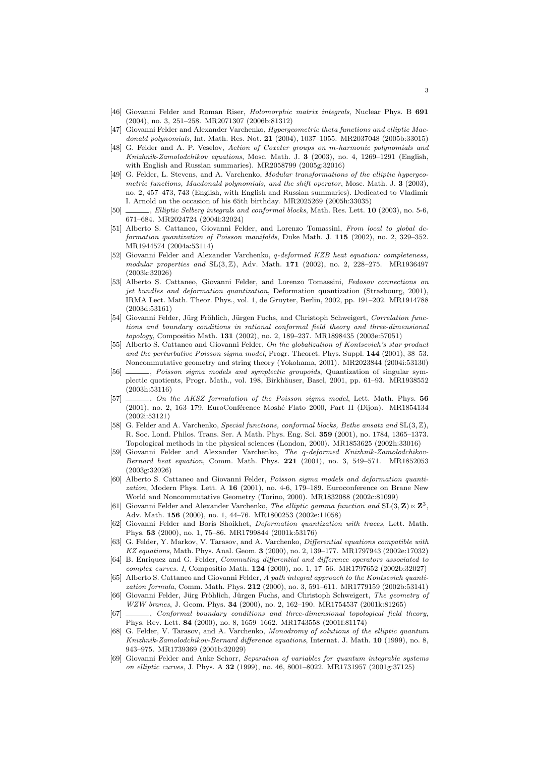[46] Giovanni Felder and Roman Riser, *Holomorphic matrix integrals*, Nuclear Phys. B **691** (2004), no. 3, 251–258. MR2071307 (2006b:81312)

[47] Giovanni Felder and Alexander Varchenko, *Hypergeometric theta functions and elliptic Macdonald polynomials*, Int. Math. Res. Not. **21** (2004), 1037–1055. MR2037048 (2005b:33015)

[48] G. Felder and A. P. Veselov, *Action of Coxeter groups on m-harmonic polynomials and Knizhnik-Zamolodchikov equations*, Mosc. Math. J. **3** (2003), no. 4, 1269–1291 (English, with English and Russian summaries). MR2058799 (2005g:32016)

[49] G. Felder, L. Stevens, and A. Varchenko, *Modular transformations of the elliptic hypergeometric functions, Macdonald polynomials, and the shift operator*, Mosc. Math. J. **3** (2003), no. 2, 457–473, 743 (English, with English and Russian summaries). Dedicated to Vladimir I. Arnold on the occasion of his 65th birthday. MR2025269 (2005h:33035)

[50] ______, *Elliptic Selberg integrals and conformal blocks*, Math. Res. Lett. **10** (2003), no. 5-6, 671–684. MR2024724 (2004i:32024)

[51] Alberto S. Cattaneo, Giovanni Felder, and Lorenzo Tomassini, *From local to global deformation quantization of Poisson manifolds*, Duke Math. J. **115** (2002), no. 2, 329–352. MR1944574 (2004a:53114)

[52] Giovanni Felder and Alexander Varchenko, *q-deformed KZB heat equation: completeness, modular properties and* $\mathrm{SL}(3,\mathbb{Z})$, Adv. Math. **171** (2002), no. 2, 228–275. MR1936497 (2003k:32026)

[53] Alberto S. Cattaneo, Giovanni Felder, and Lorenzo Tomassini, *Fedosov connections on jet bundles and deformation quantization*, Deformation quantization (Strasbourg, 2001), IRMA Lect. Math. Theor. Phys., vol. 1, de Gruyter, Berlin, 2002, pp. 191–202. MR1914788 (2003d:53161)

[54] Giovanni Felder, Jürg Fröhlich, Jürgen Fuchs, and Christoph Schweigert, *Correlation functions and boundary conditions in rational conformal field theory and three-dimensional topology*, Compositio Math. **131** (2002), no. 2, 189–237. MR1898435 (2003e:57051)

[55] Alberto S. Cattaneo and Giovanni Felder, *On the globalization of Kontsevich's star product and the perturbative Poisson sigma model*, Progr. Theoret. Phys. Suppl. **144** (2001), 38–53. Noncommutative geometry and string theory (Yokohama, 2001). MR2023844 (2004i:53130)

[56] ______, *Poisson sigma models and symplectic groupoids*, Quantization of singular symplectic quotients, Progr. Math., vol. 198, Birkhäuser, Basel, 2001, pp. 61–93. MR1938552 (2003h:53116)

[57] ______, *On the AKSZ formulation of the Poisson sigma model*, Lett. Math. Phys. **56** (2001), no. 2, 163–179. EuroConférence Moshé Flato 2000, Part II (Dijon). MR1854134 (2002i:53121)

[58] G. Felder and A. Varchenko, *Special functions, conformal blocks, Bethe ansatz and* $\mathrm{SL}(3,\mathbb{Z})$, R. Soc. Lond. Philos. Trans. Ser. A Math. Phys. Eng. Sci. **359** (2001), no. 1784, 1365–1373. Topological methods in the physical sciences (London, 2000). MR1853625 (2002h:33016)

[59] Giovanni Felder and Alexander Varchenko, *The q-deformed Knizhnik-Zamolodchikov-Bernard heat equation*, Comm. Math. Phys. **221** (2001), no. 3, 549–571. MR1852053 (2003g:32026)

[60] Alberto S. Cattaneo and Giovanni Felder, *Poisson sigma models and deformation quantization*, Modern Phys. Lett. A **16** (2001), no. 4-6, 179–189. Euroconference on Brane New World and Noncommutative Geometry (Torino, 2000). MR1832088 (2002c:81099)

[61] Giovanni Felder and Alexander Varchenko, *The elliptic gamma function and* $\mathrm{SL}(3,\mathbf{Z})\ltimes\mathbf{Z}^3$, Adv. Math. **156** (2000), no. 1, 44–76. MR1800253 (2002e:11058)

[62] Giovanni Felder and Boris Shoikhet, *Deformation quantization with traces*, Lett. Math. Phys. **53** (2000), no. 1, 75–86. MR1799844 (2001k:53176)

[63] G. Felder, Y. Markov, V. Tarasov, and A. Varchenko, *Differential equations compatible with KZ equations*, Math. Phys. Anal. Geom. **3** (2000), no. 2, 139–177. MR1797943 (2002e:17032)

[64] B. Enriquez and G. Felder, *Commuting differential and difference operators associated to complex curves. I*, Compositio Math. **124** (2000), no. 1, 17–56. MR1797652 (2002b:32027)

[65] Alberto S. Cattaneo and Giovanni Felder, *A path integral approach to the Kontsevich quantization formula*, Comm. Math. Phys. **212** (2000), no. 3, 591–611. MR1779159 (2002b:53141)

[66] Giovanni Felder, Jürg Fröhlich, Jürgen Fuchs, and Christoph Schweigert, *The geometry of WZW branes*, J. Geom. Phys. **34** (2000), no. 2, 162–190. MR1754537 (2001k:81265)

[67] ______, *Conformal boundary conditions and three-dimensional topological field theory*, Phys. Rev. Lett. **84** (2000), no. 8, 1659–1662. MR1743558 (2001f:81174)

[68] G. Felder, V. Tarasov, and A. Varchenko, *Monodromy of solutions of the elliptic quantum Knizhnik-Zamolodchikov-Bernard difference equations*, Internat. J. Math. **10** (1999), no. 8, 943–975. MR1739369 (2001b:32029)

[69] Giovanni Felder and Anke Schorr, *Separation of variables for quantum integrable systems on elliptic curves*, J. Phys. A **32** (1999), no. 46, 8001–8022. MR1731957 (2001g:37125)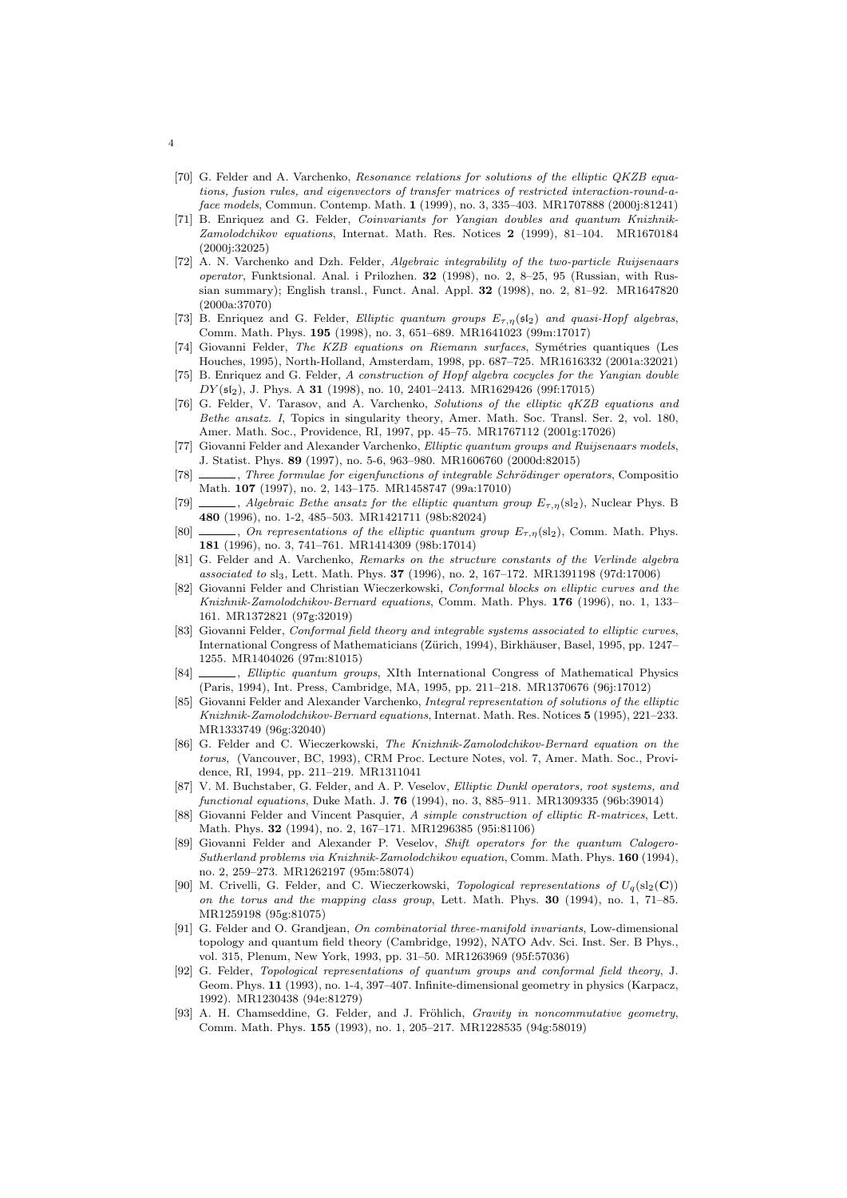[70] G. Felder and A. Varchenko, *Resonance relations for solutions of the elliptic QKZB equations, fusion rules, and eigenvectors of transfer matrices of restricted interaction-round-a-face models*, Commun. Contemp. Math. **1** (1999), no. 3, 335–403. MR1707888 (2000j:81241)

[71] B. Enriquez and G. Felder, *Coinvariants for Yangian doubles and quantum Knizhnik-Zamolodchikov equations*, Internat. Math. Res. Notices **2** (1999), 81–104. MR1670184 (2000j:32025)

[72] A. N. Varchenko and Dzh. Felder, *Algebraic integrability of the two-particle Ruijsenaars operator*, Funktsional. Anal. i Prilozhen. **32** (1998), no. 2, 8–25, 95 (Russian, with Russian summary); English transl., Funct. Anal. Appl. **32** (1998), no. 2, 81–92. MR1647820 (2000a:37070)

[73] B. Enriquez and G. Felder, *Elliptic quantum groups $E_{\tau,\eta}(\mathfrak{sl}_2)$ and quasi-Hopf algebras*, Comm. Math. Phys. **195** (1998), no. 3, 651–689. MR1641023 (99m:17017)

[74] Giovanni Felder, *The KZB equations on Riemann surfaces*, Symétries quantiques (Les Houches, 1995), North-Holland, Amsterdam, 1998, pp. 687–725. MR1616332 (2001a:32021)

[75] B. Enriquez and G. Felder, *A construction of Hopf algebra cocycles for the Yangian double $DY(\mathfrak{sl}_2)$*, J. Phys. A **31** (1998), no. 10, 2401–2413. MR1629426 (99f:17015)

[76] G. Felder, V. Tarasov, and A. Varchenko, *Solutions of the elliptic qKZB equations and Bethe ansatz. I*, Topics in singularity theory, Amer. Math. Soc. Transl. Ser. 2, vol. 180, Amer. Math. Soc., Providence, RI, 1997, pp. 45–75. MR1767112 (2001g:17026)

[77] Giovanni Felder and Alexander Varchenko, *Elliptic quantum groups and Ruijsenaars models*, J. Statist. Phys. **89** (1997), no. 5-6, 963–980. MR1606760 (2000d:82015)

[78] ______, *Three formulae for eigenfunctions of integrable Schrödinger operators*, Compositio Math. **107** (1997), no. 2, 143–175. MR1458747 (99a:17010)

[79] ______, *Algebraic Bethe ansatz for the elliptic quantum group $E_{\tau,\eta}(\mathrm{sl}_2)$*, Nuclear Phys. B **480** (1996), no. 1-2, 485–503. MR1421711 (98b:82024)

[80] ______, *On representations of the elliptic quantum group $E_{\tau,\eta}(\mathrm{sl}_2)$*, Comm. Math. Phys. **181** (1996), no. 3, 741–761. MR1414309 (98b:17014)

[81] G. Felder and A. Varchenko, *Remarks on the structure constants of the Verlinde algebra associated to $\mathrm{sl}_3$*, Lett. Math. Phys. **37** (1996), no. 2, 167–172. MR1391198 (97d:17006)

[82] Giovanni Felder and Christian Wieczerkowski, *Conformal blocks on elliptic curves and the Knizhnik-Zamolodchikov-Bernard equations*, Comm. Math. Phys. **176** (1996), no. 1, 133–161. MR1372821 (97g:32019)

[83] Giovanni Felder, *Conformal field theory and integrable systems associated to elliptic curves*, International Congress of Mathematicians (Zürich, 1994), Birkhäuser, Basel, 1995, pp. 1247–1255. MR1404026 (97m:81015)

[84] ______, *Elliptic quantum groups*, XIth International Congress of Mathematical Physics (Paris, 1994), Int. Press, Cambridge, MA, 1995, pp. 211–218. MR1370676 (96j:17012)

[85] Giovanni Felder and Alexander Varchenko, *Integral representation of solutions of the elliptic Knizhnik-Zamolodchikov-Bernard equations*, Internat. Math. Res. Notices **5** (1995), 221–233. MR1333749 (96g:32040)

[86] G. Felder and C. Wieczerkowski, *The Knizhnik-Zamolodchikov-Bernard equation on the torus*, (Vancouver, BC, 1993), CRM Proc. Lecture Notes, vol. 7, Amer. Math. Soc., Providence, RI, 1994, pp. 211–219. MR1311041

[87] V. M. Buchstaber, G. Felder, and A. P. Veselov, *Elliptic Dunkl operators, root systems, and functional equations*, Duke Math. J. **76** (1994), no. 3, 885–911. MR1309335 (96b:39014)

[88] Giovanni Felder and Vincent Pasquier, *A simple construction of elliptic R-matrices*, Lett. Math. Phys. **32** (1994), no. 2, 167–171. MR1296385 (95i:81106)

[89] Giovanni Felder and Alexander P. Veselov, *Shift operators for the quantum Calogero-Sutherland problems via Knizhnik-Zamolodchikov equation*, Comm. Math. Phys. **160** (1994), no. 2, 259–273. MR1262197 (95m:58074)

[90] M. Crivelli, G. Felder, and C. Wieczerkowski, *Topological representations of $U_q(\mathrm{sl}_2(\mathbf{C}))$ on the torus and the mapping class group*, Lett. Math. Phys. **30** (1994), no. 1, 71–85. MR1259198 (95g:81075)

[91] G. Felder and O. Grandjean, *On combinatorial three-manifold invariants*, Low-dimensional topology and quantum field theory (Cambridge, 1992), NATO Adv. Sci. Inst. Ser. B Phys., vol. 315, Plenum, New York, 1993, pp. 31–50. MR1263969 (95f:57036)

[92] G. Felder, *Topological representations of quantum groups and conformal field theory*, J. Geom. Phys. **11** (1993), no. 1-4, 397–407. Infinite-dimensional geometry in physics (Karpacz, 1992). MR1230438 (94e:81279)

[93] A. H. Chamseddine, G. Felder, and J. Fröhlich, *Gravity in noncommutative geometry*, Comm. Math. Phys. **155** (1993), no. 1, 205–217. MR1228535 (94g:58019)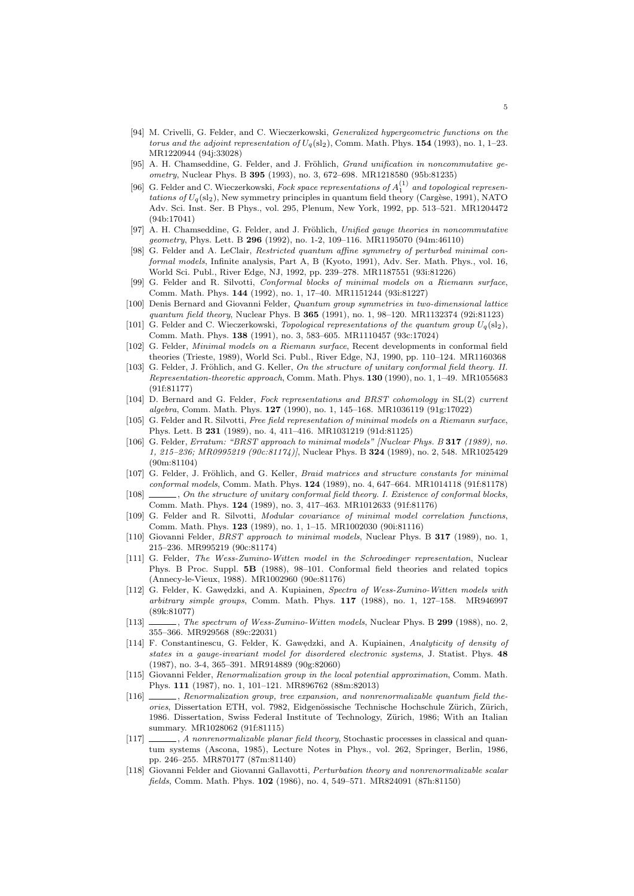[94] M. Crivelli, G. Felder, and C. Wieczerkowski, *Generalized hypergeometric functions on the torus and the adjoint representation of $U_q(\mathrm{sl}_2)$*, Comm. Math. Phys. **154** (1993), no. 1, 1–23. MR1220944 (94j:33028)

[95] A. H. Chamseddine, G. Felder, and J. Fröhlich, *Grand unification in noncommutative geometry*, Nuclear Phys. B **395** (1993), no. 3, 672–698. MR1218580 (95b:81235)

[96] G. Felder and C. Wieczerkowski, *Fock space representations of $A_1^{(1)}$ and topological representations of $U_q(\mathrm{sl}_2)$*, New symmetry principles in quantum field theory (Cargèse, 1991), NATO Adv. Sci. Inst. Ser. B Phys., vol. 295, Plenum, New York, 1992, pp. 513–521. MR1204472 (94b:17041)

[97] A. H. Chamseddine, G. Felder, and J. Fröhlich, *Unified gauge theories in noncommutative geometry*, Phys. Lett. B **296** (1992), no. 1-2, 109–116. MR1195070 (94m:46110)

[98] G. Felder and A. LeClair, *Restricted quantum affine symmetry of perturbed minimal conformal models*, Infinite analysis, Part A, B (Kyoto, 1991), Adv. Ser. Math. Phys., vol. 16, World Sci. Publ., River Edge, NJ, 1992, pp. 239–278. MR1187551 (93i:81226)

[99] G. Felder and R. Silvotti, *Conformal blocks of minimal models on a Riemann surface*, Comm. Math. Phys. **144** (1992), no. 1, 17–40. MR1151244 (93i:81227)

[100] Denis Bernard and Giovanni Felder, *Quantum group symmetries in two-dimensional lattice quantum field theory*, Nuclear Phys. B **365** (1991), no. 1, 98–120. MR1132374 (92i:81123)

[101] G. Felder and C. Wieczerkowski, *Topological representations of the quantum group $U_q(\mathrm{sl}_2)$*, Comm. Math. Phys. **138** (1991), no. 3, 583–605. MR1110457 (93c:17024)

[102] G. Felder, *Minimal models on a Riemann surface*, Recent developments in conformal field theories (Trieste, 1989), World Sci. Publ., River Edge, NJ, 1990, pp. 110–124. MR1160368

[103] G. Felder, J. Fröhlich, and G. Keller, *On the structure of unitary conformal field theory. II. Representation-theoretic approach*, Comm. Math. Phys. **130** (1990), no. 1, 1–49. MR1055683 (91f:81177)

[104] D. Bernard and G. Felder, *Fock representations and BRST cohomology in* SL(2) *current algebra*, Comm. Math. Phys. **127** (1990), no. 1, 145–168. MR1036119 (91g:17022)

[105] G. Felder and R. Silvotti, *Free field representation of minimal models on a Riemann surface*, Phys. Lett. B **231** (1989), no. 4, 411–416. MR1031219 (91d:81125)

[106] G. Felder, *Erratum: "BRST approach to minimal models" [Nuclear Phys. B* **317** *(1989), no. 1, 215–236; MR0995219 (90c:81174)]*, Nuclear Phys. B **324** (1989), no. 2, 548. MR1025429 (90m:81104)

[107] G. Felder, J. Fröhlich, and G. Keller, *Braid matrices and structure constants for minimal conformal models*, Comm. Math. Phys. **124** (1989), no. 4, 647–664. MR1014118 (91f:81178)

[108] ______, *On the structure of unitary conformal field theory. I. Existence of conformal blocks*, Comm. Math. Phys. **124** (1989), no. 3, 417–463. MR1012633 (91f:81176)

[109] G. Felder and R. Silvotti, *Modular covariance of minimal model correlation functions*, Comm. Math. Phys. **123** (1989), no. 1, 1–15. MR1002030 (90i:81116)

[110] Giovanni Felder, *BRST approach to minimal models*, Nuclear Phys. B **317** (1989), no. 1, 215–236. MR995219 (90c:81174)

[111] G. Felder, *The Wess-Zumino-Witten model in the Schroedinger representation*, Nuclear Phys. B Proc. Suppl. **5B** (1988), 98–101. Conformal field theories and related topics (Annecy-le-Vieux, 1988). MR1002960 (90e:81176)

[112] G. Felder, K. Gawędzki, and A. Kupiainen, *Spectra of Wess-Zumino-Witten models with arbitrary simple groups*, Comm. Math. Phys. **117** (1988), no. 1, 127–158. MR946997 (89k:81077)

[113] ______, *The spectrum of Wess-Zumino-Witten models*, Nuclear Phys. B **299** (1988), no. 2, 355–366. MR929568 (89c:22031)

[114] F. Constantinescu, G. Felder, K. Gawędzki, and A. Kupiainen, *Analyticity of density of states in a gauge-invariant model for disordered electronic systems*, J. Statist. Phys. **48** (1987), no. 3-4, 365–391. MR914889 (90g:82060)

[115] Giovanni Felder, *Renormalization group in the local potential approximation*, Comm. Math. Phys. **111** (1987), no. 1, 101–121. MR896762 (88m:82013)

[116] ______, *Renormalization group, tree expansion, and nonrenormalizable quantum field theories*, Dissertation ETH, vol. 7982, Eidgenössische Technische Hochschule Zürich, Zürich, 1986. Dissertation, Swiss Federal Institute of Technology, Zürich, 1986; With an Italian summary. MR1028062 (91f:81115)

[117] ______, *A nonrenormalizable planar field theory*, Stochastic processes in classical and quantum systems (Ascona, 1985), Lecture Notes in Phys., vol. 262, Springer, Berlin, 1986, pp. 246–255. MR870177 (87m:81140)

[118] Giovanni Felder and Giovanni Gallavotti, *Perturbation theory and nonrenormalizable scalar fields*, Comm. Math. Phys. **102** (1986), no. 4, 549–571. MR824091 (87h:81150)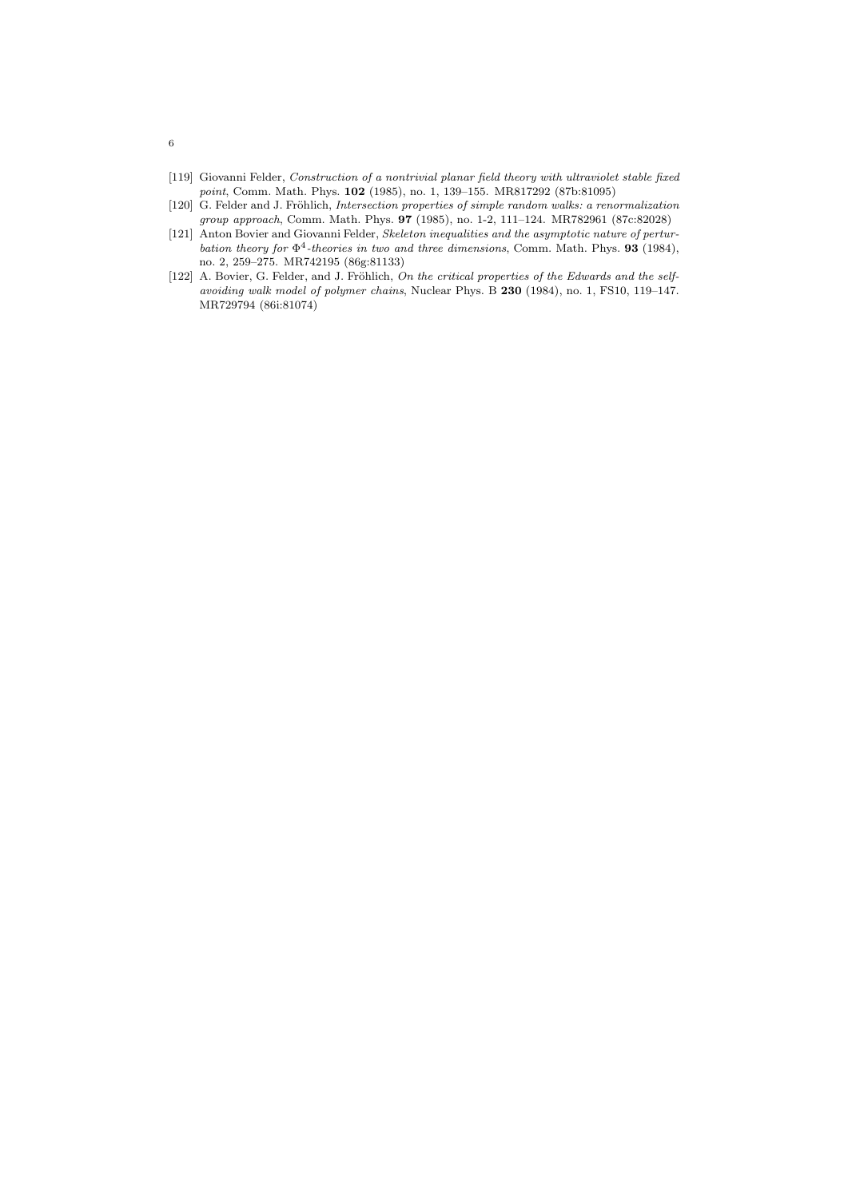[119] Giovanni Felder, *Construction of a nontrivial planar field theory with ultraviolet stable fixed point*, Comm. Math. Phys. **102** (1985), no. 1, 139–155. MR817292 (87b:81095)

[120] G. Felder and J. Fröhlich, *Intersection properties of simple random walks: a renormalization group approach*, Comm. Math. Phys. **97** (1985), no. 1-2, 111–124. MR782961 (87c:82028)

[121] Anton Bovier and Giovanni Felder, *Skeleton inequalities and the asymptotic nature of perturbation theory for $\Phi^4$-theories in two and three dimensions*, Comm. Math. Phys. **93** (1984), no. 2, 259–275. MR742195 (86g:81133)

[122] A. Bovier, G. Felder, and J. Fröhlich, *On the critical properties of the Edwards and the self-avoiding walk model of polymer chains*, Nuclear Phys. B **230** (1984), no. 1, FS10, 119–147. MR729794 (86i:81074)